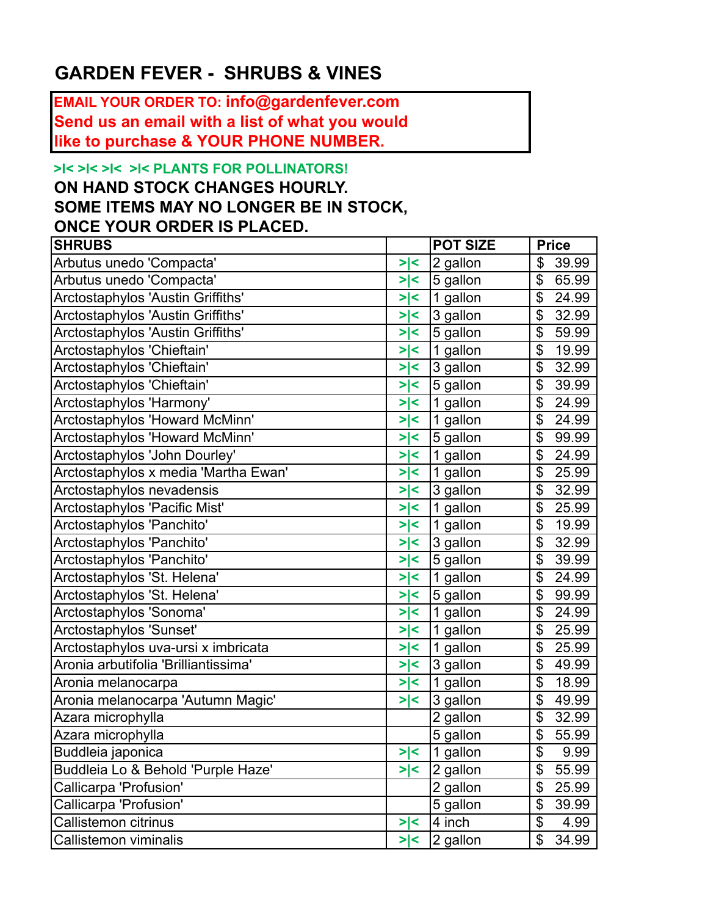# GARDEN FEVER - SHRUBS & VINES

**EMAIL YOUR ORDER TO: info@gardenfever.com**
**Send us an email with a list of what you would like to purchase & YOUR PHONE NUMBER.**

**>|< >|< >|< >|< PLANTS FOR POLLINATORS!**

**ON HAND STOCK CHANGES HOURLY.**
**SOME ITEMS MAY NO LONGER BE IN STOCK,**
**ONCE YOUR ORDER IS PLACED.**

| SHRUBS | | POT SIZE | Price |
|---|---|---|---|
| Arbutus unedo 'Compacta' | >\|< | 2 gallon | $ 39.99 |
| Arbutus unedo 'Compacta' | >\|< | 5 gallon | $ 65.99 |
| Arctostaphylos 'Austin Griffiths' | >\|< | 1 gallon | $ 24.99 |
| Arctostaphylos 'Austin Griffiths' | >\|< | 3 gallon | $ 32.99 |
| Arctostaphylos 'Austin Griffiths' | >\|< | 5 gallon | $ 59.99 |
| Arctostaphylos 'Chieftain' | >\|< | 1 gallon | $ 19.99 |
| Arctostaphylos 'Chieftain' | >\|< | 3 gallon | $ 32.99 |
| Arctostaphylos 'Chieftain' | >\|< | 5 gallon | $ 39.99 |
| Arctostaphylos 'Harmony' | >\|< | 1 gallon | $ 24.99 |
| Arctostaphylos 'Howard McMinn' | >\|< | 1 gallon | $ 24.99 |
| Arctostaphylos 'Howard McMinn' | >\|< | 5 gallon | $ 99.99 |
| Arctostaphylos 'John Dourley' | >\|< | 1 gallon | $ 24.99 |
| Arctostaphylos x media 'Martha Ewan' | >\|< | 1 gallon | $ 25.99 |
| Arctostaphylos nevadensis | >\|< | 3 gallon | $ 32.99 |
| Arctostaphylos 'Pacific Mist' | >\|< | 1 gallon | $ 25.99 |
| Arctostaphylos 'Panchito' | >\|< | 1 gallon | $ 19.99 |
| Arctostaphylos 'Panchito' | >\|< | 3 gallon | $ 32.99 |
| Arctostaphylos 'Panchito' | >\|< | 5 gallon | $ 39.99 |
| Arctostaphylos 'St. Helena' | >\|< | 1 gallon | $ 24.99 |
| Arctostaphylos 'St. Helena' | >\|< | 5 gallon | $ 99.99 |
| Arctostaphylos 'Sonoma' | >\|< | 1 gallon | $ 24.99 |
| Arctostaphylos 'Sunset' | >\|< | 1 gallon | $ 25.99 |
| Arctostaphylos uva-ursi x imbricata | >\|< | 1 gallon | $ 25.99 |
| Aronia arbutifolia 'Brilliantissima' | >\|< | 3 gallon | $ 49.99 |
| Aronia melanocarpa | >\|< | 1 gallon | $ 18.99 |
| Aronia melanocarpa 'Autumn Magic' | >\|< | 3 gallon | $ 49.99 |
| Azara microphylla | | 2 gallon | $ 32.99 |
| Azara microphylla | | 5 gallon | $ 55.99 |
| Buddleia japonica | >\|< | 1 gallon | $ 9.99 |
| Buddleia Lo & Behold 'Purple Haze' | >\|< | 2 gallon | $ 55.99 |
| Callicarpa 'Profusion' | | 2 gallon | $ 25.99 |
| Callicarpa 'Profusion' | | 5 gallon | $ 39.99 |
| Callistemon citrinus | >\|< | 4 inch | $ 4.99 |
| Callistemon viminalis | >\|< | 2 gallon | $ 34.99 |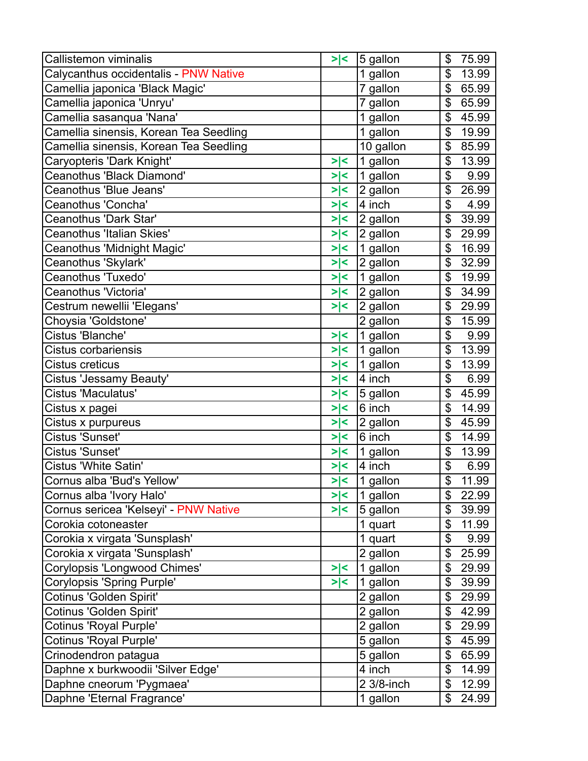| | | | |
|---|---|---|---|
| Callistemon viminalis | >\|< | 5 gallon | $ 75.99 |
| Calycanthus occidentalis - PNW Native | | 1 gallon | $ 13.99 |
| Camellia japonica 'Black Magic' | | 7 gallon | $ 65.99 |
| Camellia japonica 'Unryu' | | 7 gallon | $ 65.99 |
| Camellia sasanqua 'Nana' | | 1 gallon | $ 45.99 |
| Camellia sinensis, Korean Tea Seedling | | 1 gallon | $ 19.99 |
| Camellia sinensis, Korean Tea Seedling | | 10 gallon | $ 85.99 |
| Caryopteris 'Dark Knight' | >\|< | 1 gallon | $ 13.99 |
| Ceanothus 'Black Diamond' | >\|< | 1 gallon | $ 9.99 |
| Ceanothus 'Blue Jeans' | >\|< | 2 gallon | $ 26.99 |
| Ceanothus 'Concha' | >\|< | 4 inch | $ 4.99 |
| Ceanothus 'Dark Star' | >\|< | 2 gallon | $ 39.99 |
| Ceanothus 'Italian Skies' | >\|< | 2 gallon | $ 29.99 |
| Ceanothus 'Midnight Magic' | >\|< | 1 gallon | $ 16.99 |
| Ceanothus 'Skylark' | >\|< | 2 gallon | $ 32.99 |
| Ceanothus 'Tuxedo' | >\|< | 1 gallon | $ 19.99 |
| Ceanothus 'Victoria' | >\|< | 2 gallon | $ 34.99 |
| Cestrum newellii 'Elegans' | >\|< | 2 gallon | $ 29.99 |
| Choysia 'Goldstone' | | 2 gallon | $ 15.99 |
| Cistus 'Blanche' | >\|< | 1 gallon | $ 9.99 |
| Cistus corbariensis | >\|< | 1 gallon | $ 13.99 |
| Cistus creticus | >\|< | 1 gallon | $ 13.99 |
| Cistus 'Jessamy Beauty' | >\|< | 4 inch | $ 6.99 |
| Cistus 'Maculatus' | >\|< | 5 gallon | $ 45.99 |
| Cistus x pagei | >\|< | 6 inch | $ 14.99 |
| Cistus x purpureus | >\|< | 2 gallon | $ 45.99 |
| Cistus 'Sunset' | >\|< | 6 inch | $ 14.99 |
| Cistus 'Sunset' | >\|< | 1 gallon | $ 13.99 |
| Cistus 'White Satin' | >\|< | 4 inch | $ 6.99 |
| Cornus alba 'Bud's Yellow' | >\|< | 1 gallon | $ 11.99 |
| Cornus alba 'Ivory Halo' | >\|< | 1 gallon | $ 22.99 |
| Cornus sericea 'Kelseyi' - PNW Native | >\|< | 5 gallon | $ 39.99 |
| Corokia cotoneaster | | 1 quart | $ 11.99 |
| Corokia x virgata 'Sunsplash' | | 1 quart | $ 9.99 |
| Corokia x virgata 'Sunsplash' | | 2 gallon | $ 25.99 |
| Corylopsis 'Longwood Chimes' | >\|< | 1 gallon | $ 29.99 |
| Corylopsis 'Spring Purple' | >\|< | 1 gallon | $ 39.99 |
| Cotinus 'Golden Spirit' | | 2 gallon | $ 29.99 |
| Cotinus 'Golden Spirit' | | 2 gallon | $ 42.99 |
| Cotinus 'Royal Purple' | | 2 gallon | $ 29.99 |
| Cotinus 'Royal Purple' | | 5 gallon | $ 45.99 |
| Crinodendron patagua | | 5 gallon | $ 65.99 |
| Daphne x burkwoodii 'Silver Edge' | | 4 inch | $ 14.99 |
| Daphne cneorum 'Pygmaea' | | 2 3/8-inch | $ 12.99 |
| Daphne 'Eternal Fragrance' | | 1 gallon | $ 24.99 |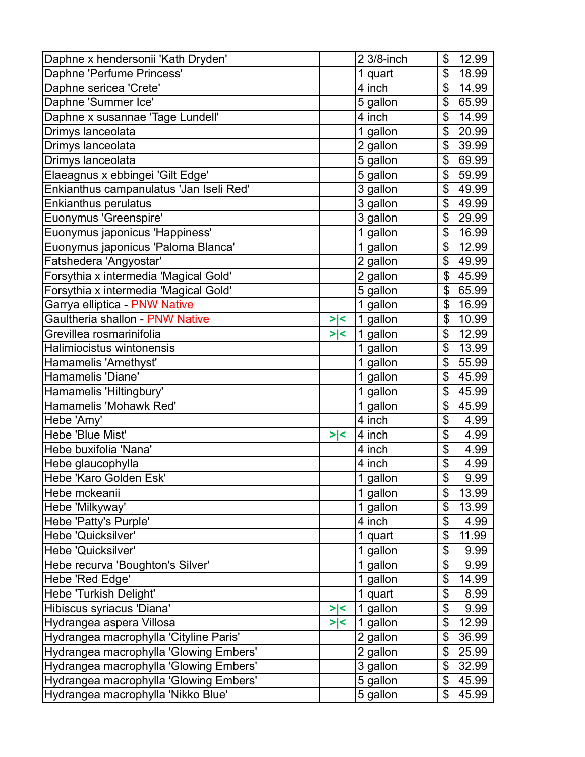| | | | |
|---|---|---|---|
| Daphne x hendersonii 'Kath Dryden' | | 2 3/8-inch | $ 12.99 |
| Daphne 'Perfume Princess' | | 1 quart | $ 18.99 |
| Daphne sericea 'Crete' | | 4 inch | $ 14.99 |
| Daphne 'Summer Ice' | | 5 gallon | $ 65.99 |
| Daphne x susannae 'Tage Lundell' | | 4 inch | $ 14.99 |
| Drimys lanceolata | | 1 gallon | $ 20.99 |
| Drimys lanceolata | | 2 gallon | $ 39.99 |
| Drimys lanceolata | | 5 gallon | $ 69.99 |
| Elaeagnus x ebbingei 'Gilt Edge' | | 5 gallon | $ 59.99 |
| Enkianthus campanulatus 'Jan Iseli Red' | | 3 gallon | $ 49.99 |
| Enkianthus perulatus | | 3 gallon | $ 49.99 |
| Euonymus 'Greenspire' | | 3 gallon | $ 29.99 |
| Euonymus japonicus 'Happiness' | | 1 gallon | $ 16.99 |
| Euonymus japonicus 'Paloma Blanca' | | 1 gallon | $ 12.99 |
| Fatshedera 'Angyostar' | | 2 gallon | $ 49.99 |
| Forsythia x intermedia 'Magical Gold' | | 2 gallon | $ 45.99 |
| Forsythia x intermedia 'Magical Gold' | | 5 gallon | $ 65.99 |
| Garrya elliptica - PNW Native | | 1 gallon | $ 16.99 |
| Gaultheria shallon - PNW Native | >\|< | 1 gallon | $ 10.99 |
| Grevillea rosmarinifolia | >\|< | 1 gallon | $ 12.99 |
| Halimiocistus wintonensis | | 1 gallon | $ 13.99 |
| Hamamelis 'Amethyst' | | 1 gallon | $ 55.99 |
| Hamamelis 'Diane' | | 1 gallon | $ 45.99 |
| Hamamelis 'Hiltingbury' | | 1 gallon | $ 45.99 |
| Hamamelis 'Mohawk Red' | | 1 gallon | $ 45.99 |
| Hebe 'Amy' | | 4 inch | $ 4.99 |
| Hebe 'Blue Mist' | >\|< | 4 inch | $ 4.99 |
| Hebe buxifolia 'Nana' | | 4 inch | $ 4.99 |
| Hebe glaucophylla | | 4 inch | $ 4.99 |
| Hebe 'Karo Golden Esk' | | 1 gallon | $ 9.99 |
| Hebe mckeanii | | 1 gallon | $ 13.99 |
| Hebe 'Milkyway' | | 1 gallon | $ 13.99 |
| Hebe 'Patty's Purple' | | 4 inch | $ 4.99 |
| Hebe 'Quicksilver' | | 1 quart | $ 11.99 |
| Hebe 'Quicksilver' | | 1 gallon | $ 9.99 |
| Hebe recurva 'Boughton's Silver' | | 1 gallon | $ 9.99 |
| Hebe 'Red Edge' | | 1 gallon | $ 14.99 |
| Hebe 'Turkish Delight' | | 1 quart | $ 8.99 |
| Hibiscus syriacus 'Diana' | >\|< | 1 gallon | $ 9.99 |
| Hydrangea aspera Villosa | >\|< | 1 gallon | $ 12.99 |
| Hydrangea macrophylla 'Cityline Paris' | | 2 gallon | $ 36.99 |
| Hydrangea macrophylla 'Glowing Embers' | | 2 gallon | $ 25.99 |
| Hydrangea macrophylla 'Glowing Embers' | | 3 gallon | $ 32.99 |
| Hydrangea macrophylla 'Glowing Embers' | | 5 gallon | $ 45.99 |
| Hydrangea macrophylla 'Nikko Blue' | | 5 gallon | $ 45.99 |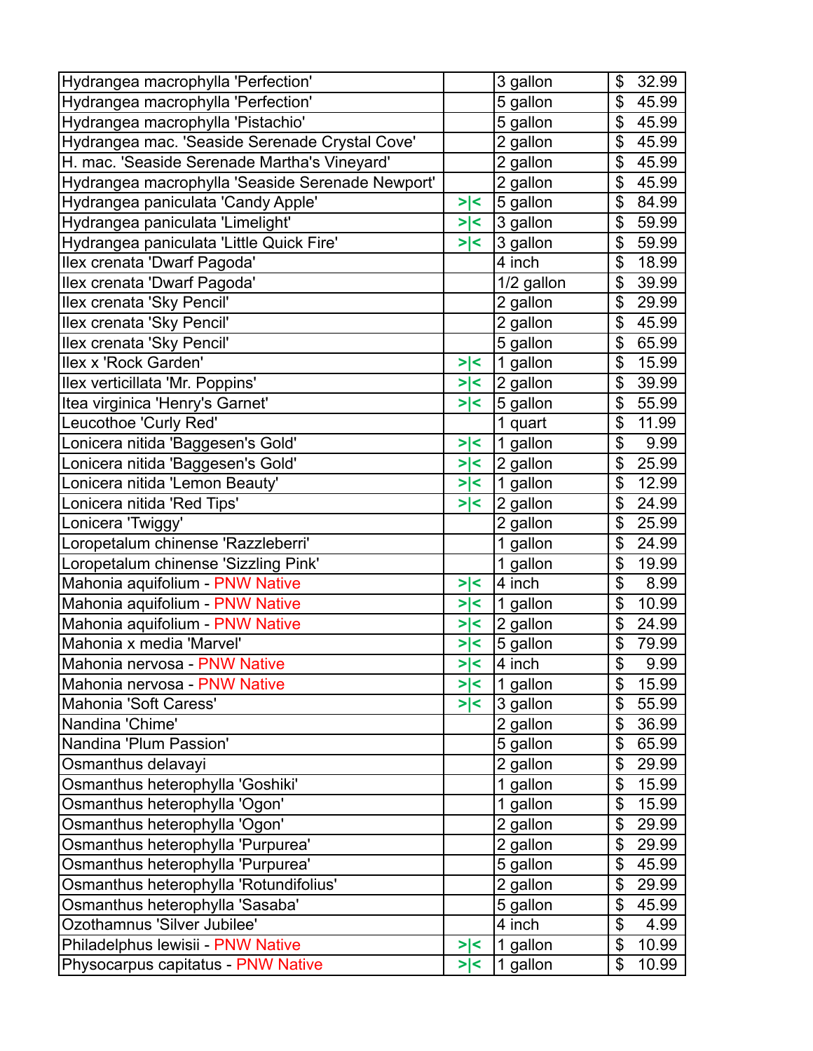| | | | |
|---|---|---|---|
| Hydrangea macrophylla 'Perfection' | | 3 gallon | $ 32.99 |
| Hydrangea macrophylla 'Perfection' | | 5 gallon | $ 45.99 |
| Hydrangea macrophylla 'Pistachio' | | 5 gallon | $ 45.99 |
| Hydrangea mac. 'Seaside Serenade Crystal Cove' | | 2 gallon | $ 45.99 |
| H. mac. 'Seaside Serenade Martha's Vineyard' | | 2 gallon | $ 45.99 |
| Hydrangea macrophylla 'Seaside Serenade Newport' | | 2 gallon | $ 45.99 |
| Hydrangea paniculata 'Candy Apple' | >\|< | 5 gallon | $ 84.99 |
| Hydrangea paniculata 'Limelight' | >\|< | 3 gallon | $ 59.99 |
| Hydrangea paniculata 'Little Quick Fire' | >\|< | 3 gallon | $ 59.99 |
| Ilex crenata 'Dwarf Pagoda' | | 4 inch | $ 18.99 |
| Ilex crenata 'Dwarf Pagoda' | | 1/2 gallon | $ 39.99 |
| Ilex crenata 'Sky Pencil' | | 2 gallon | $ 29.99 |
| Ilex crenata 'Sky Pencil' | | 2 gallon | $ 45.99 |
| Ilex crenata 'Sky Pencil' | | 5 gallon | $ 65.99 |
| Ilex x 'Rock Garden' | >\|< | 1 gallon | $ 15.99 |
| Ilex verticillata 'Mr. Poppins' | >\|< | 2 gallon | $ 39.99 |
| Itea virginica 'Henry's Garnet' | >\|< | 5 gallon | $ 55.99 |
| Leucothoe 'Curly Red' | | 1 quart | $ 11.99 |
| Lonicera nitida 'Baggesen's Gold' | >\|< | 1 gallon | $ 9.99 |
| Lonicera nitida 'Baggesen's Gold' | >\|< | 2 gallon | $ 25.99 |
| Lonicera nitida 'Lemon Beauty' | >\|< | 1 gallon | $ 12.99 |
| Lonicera nitida 'Red Tips' | >\|< | 2 gallon | $ 24.99 |
| Lonicera 'Twiggy' | | 2 gallon | $ 25.99 |
| Loropetalum chinense 'Razzleberri' | | 1 gallon | $ 24.99 |
| Loropetalum chinense 'Sizzling Pink' | | 1 gallon | $ 19.99 |
| Mahonia aquifolium - PNW Native | >\|< | 4 inch | $ 8.99 |
| Mahonia aquifolium - PNW Native | >\|< | 1 gallon | $ 10.99 |
| Mahonia aquifolium - PNW Native | >\|< | 2 gallon | $ 24.99 |
| Mahonia x media 'Marvel' | >\|< | 5 gallon | $ 79.99 |
| Mahonia nervosa - PNW Native | >\|< | 4 inch | $ 9.99 |
| Mahonia nervosa - PNW Native | >\|< | 1 gallon | $ 15.99 |
| Mahonia 'Soft Caress' | >\|< | 3 gallon | $ 55.99 |
| Nandina 'Chime' | | 2 gallon | $ 36.99 |
| Nandina 'Plum Passion' | | 5 gallon | $ 65.99 |
| Osmanthus delavayi | | 2 gallon | $ 29.99 |
| Osmanthus heterophylla 'Goshiki' | | 1 gallon | $ 15.99 |
| Osmanthus heterophylla 'Ogon' | | 1 gallon | $ 15.99 |
| Osmanthus heterophylla 'Ogon' | | 2 gallon | $ 29.99 |
| Osmanthus heterophylla 'Purpurea' | | 2 gallon | $ 29.99 |
| Osmanthus heterophylla 'Purpurea' | | 5 gallon | $ 45.99 |
| Osmanthus heterophylla 'Rotundifolius' | | 2 gallon | $ 29.99 |
| Osmanthus heterophylla 'Sasaba' | | 5 gallon | $ 45.99 |
| Ozothamnus 'Silver Jubilee' | | 4 inch | $ 4.99 |
| Philadelphus lewisii - PNW Native | >\|< | 1 gallon | $ 10.99 |
| Physocarpus capitatus - PNW Native | >\|< | 1 gallon | $ 10.99 |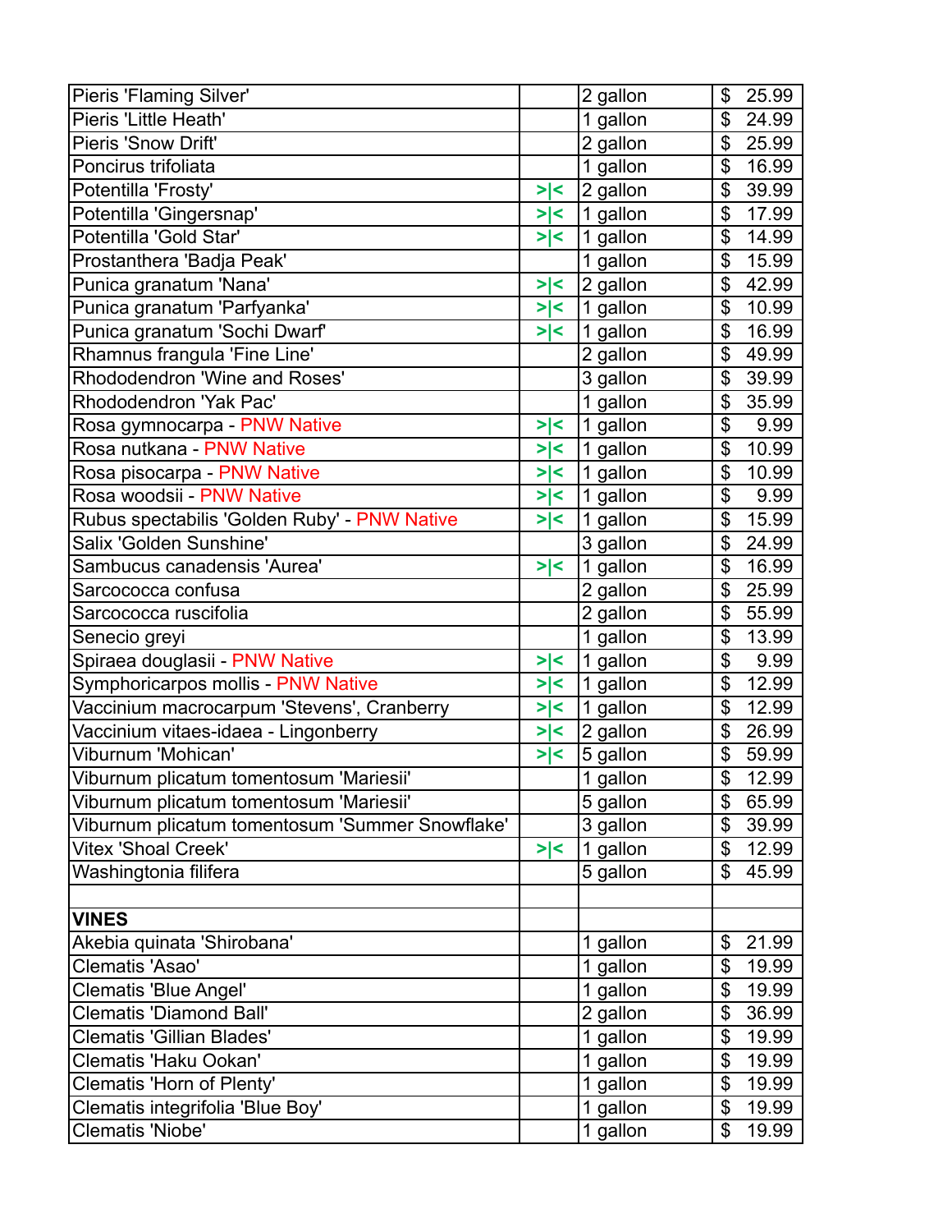| Pieris 'Flaming Silver' | | 2 gallon | $ 25.99 |
|---|---|---|---|
| Pieris 'Little Heath' | | 1 gallon | $ 24.99 |
| Pieris 'Snow Drift' | | 2 gallon | $ 25.99 |
| Poncirus trifoliata | | 1 gallon | $ 16.99 |
| Potentilla 'Frosty' | >\|< | 2 gallon | $ 39.99 |
| Potentilla 'Gingersnap' | >\|< | 1 gallon | $ 17.99 |
| Potentilla 'Gold Star' | >\|< | 1 gallon | $ 14.99 |
| Prostanthera 'Badja Peak' | | 1 gallon | $ 15.99 |
| Punica granatum 'Nana' | >\|< | 2 gallon | $ 42.99 |
| Punica granatum 'Parfyanka' | >\|< | 1 gallon | $ 10.99 |
| Punica granatum 'Sochi Dwarf' | >\|< | 1 gallon | $ 16.99 |
| Rhamnus frangula 'Fine Line' | | 2 gallon | $ 49.99 |
| Rhododendron 'Wine and Roses' | | 3 gallon | $ 39.99 |
| Rhododendron 'Yak Pac' | | 1 gallon | $ 35.99 |
| Rosa gymnocarpa - PNW Native | >\|< | 1 gallon | $ 9.99 |
| Rosa nutkana - PNW Native | >\|< | 1 gallon | $ 10.99 |
| Rosa pisocarpa - PNW Native | >\|< | 1 gallon | $ 10.99 |
| Rosa woodsii - PNW Native | >\|< | 1 gallon | $ 9.99 |
| Rubus spectabilis 'Golden Ruby' - PNW Native | >\|< | 1 gallon | $ 15.99 |
| Salix 'Golden Sunshine' | | 3 gallon | $ 24.99 |
| Sambucus canadensis 'Aurea' | >\|< | 1 gallon | $ 16.99 |
| Sarcococca confusa | | 2 gallon | $ 25.99 |
| Sarcococca ruscifolia | | 2 gallon | $ 55.99 |
| Senecio greyi | | 1 gallon | $ 13.99 |
| Spiraea douglasii - PNW Native | >\|< | 1 gallon | $ 9.99 |
| Symphoricarpos mollis - PNW Native | >\|< | 1 gallon | $ 12.99 |
| Vaccinium macrocarpum 'Stevens', Cranberry | >\|< | 1 gallon | $ 12.99 |
| Vaccinium vitaes-ideaa - Lingonberry | >\|< | 2 gallon | $ 26.99 |
| Viburnum 'Mohican' | >\|< | 5 gallon | $ 59.99 |
| Viburnum plicatum tomentosum 'Mariesii' | | 1 gallon | $ 12.99 |
| Viburnum plicatum tomentosum 'Mariesii' | | 5 gallon | $ 65.99 |
| Viburnum plicatum tomentosum 'Summer Snowflake' | | 3 gallon | $ 39.99 |
| Vitex 'Shoal Creek' | >\|< | 1 gallon | $ 12.99 |
| Washingtonia filifera | | 5 gallon | $ 45.99 |
| | | | |
| **VINES** | | | |
| Akebia quinata 'Shirobana' | | 1 gallon | $ 21.99 |
| Clematis 'Asao' | | 1 gallon | $ 19.99 |
| Clematis 'Blue Angel' | | 1 gallon | $ 19.99 |
| Clematis 'Diamond Ball' | | 2 gallon | $ 36.99 |
| Clematis 'Gillian Blades' | | 1 gallon | $ 19.99 |
| Clematis 'Haku Ookan' | | 1 gallon | $ 19.99 |
| Clematis 'Horn of Plenty' | | 1 gallon | $ 19.99 |
| Clematis integrifolia 'Blue Boy' | | 1 gallon | $ 19.99 |
| Clematis 'Niobe' | | 1 gallon | $ 19.99 |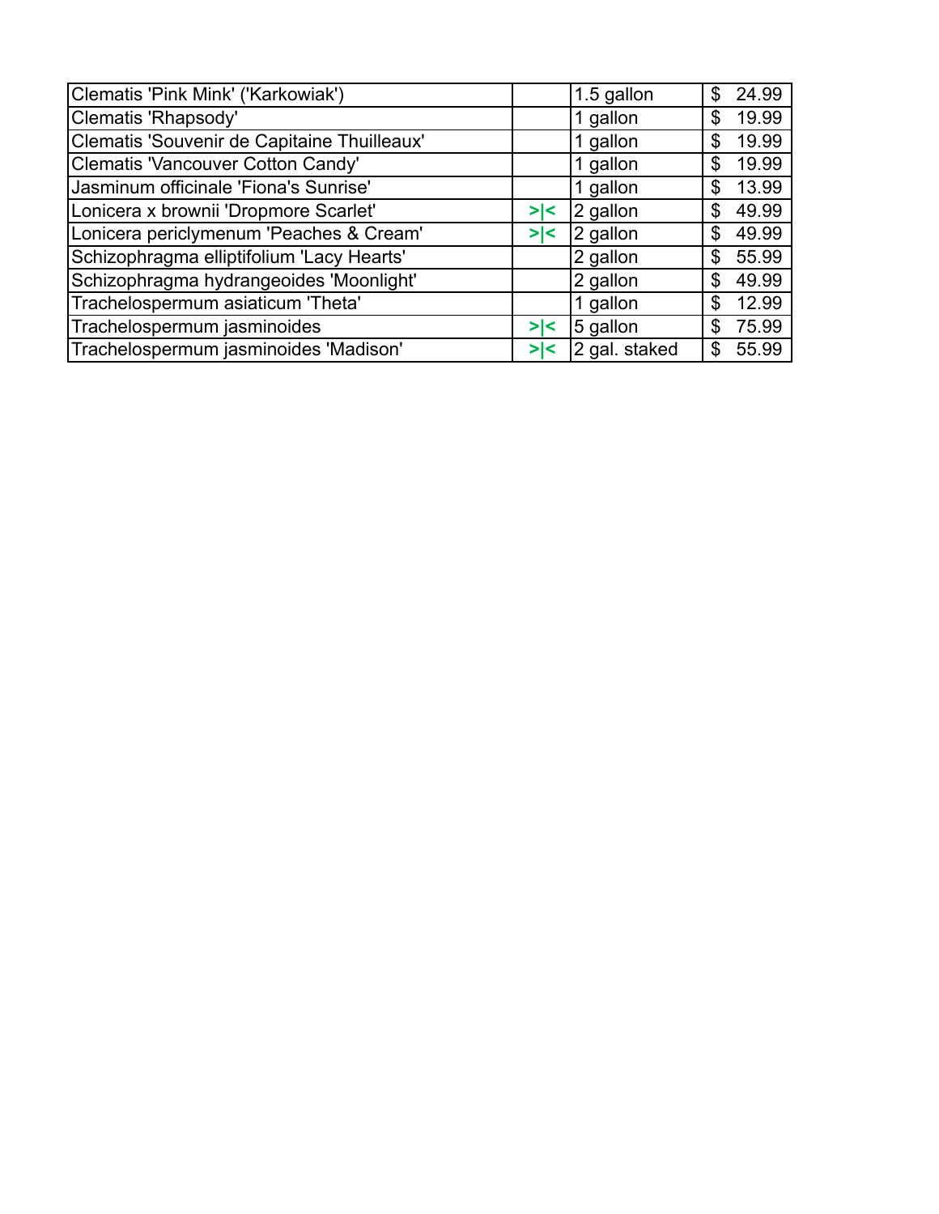| | | | |
|---|---|---|---|
| Clematis 'Pink Mink' ('Karkowiak') | | 1.5 gallon | $ 24.99 |
| Clematis 'Rhapsody' | | 1 gallon | $ 19.99 |
| Clematis 'Souvenir de Capitaine Thuilleaux' | | 1 gallon | $ 19.99 |
| Clematis 'Vancouver Cotton Candy' | | 1 gallon | $ 19.99 |
| Jasminum officinale 'Fiona's Sunrise' | | 1 gallon | $ 13.99 |
| Lonicera x brownii 'Dropmore Scarlet' | >\|< | 2 gallon | $ 49.99 |
| Lonicera periclymenum 'Peaches & Cream' | >\|< | 2 gallon | $ 49.99 |
| Schizophragma elliptifolium 'Lacy Hearts' | | 2 gallon | $ 55.99 |
| Schizophragma hydrangeoides 'Moonlight' | | 2 gallon | $ 49.99 |
| Trachelospermum asiaticum 'Theta' | | 1 gallon | $ 12.99 |
| Trachelospermum jasminoides | >\|< | 5 gallon | $ 75.99 |
| Trachelospermum jasminoides 'Madison' | >\|< | 2 gal. staked | $ 55.99 |